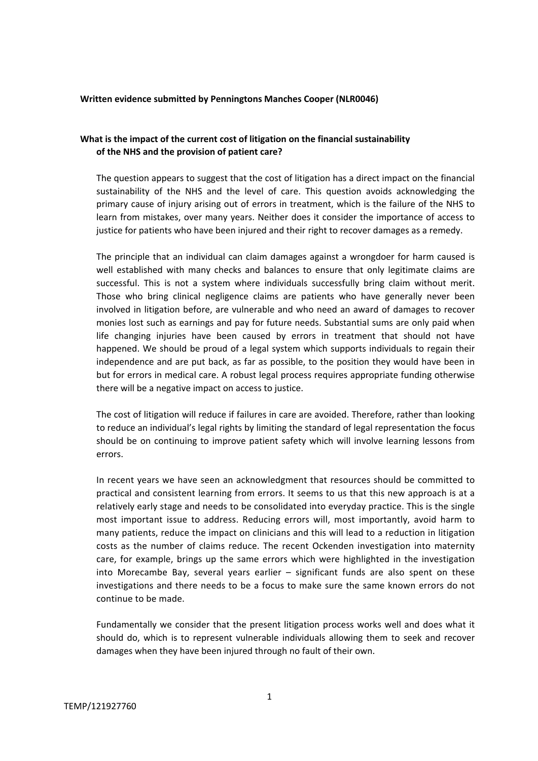**Written evidence submitted by Penningtons Manches Cooper (NLR0046)**

**What is the impact of the current cost of litigation on the financial sustainability of the NHS and the provision of patient care?**

The question appears to suggest that the cost of litigation has a direct impact on the financial sustainability of the NHS and the level of care. This question avoids acknowledging the primary cause of injury arising out of errors in treatment, which is the failure of the NHS to learn from mistakes, over many years. Neither does it consider the importance of access to justice for patients who have been injured and their right to recover damages as a remedy.

The principle that an individual can claim damages against a wrongdoer for harm caused is well established with many checks and balances to ensure that only legitimate claims are successful. This is not a system where individuals successfully bring claim without merit. Those who bring clinical negligence claims are patients who have generally never been involved in litigation before, are vulnerable and who need an award of damages to recover monies lost such as earnings and pay for future needs. Substantial sums are only paid when life changing injuries have been caused by errors in treatment that should not have happened. We should be proud of a legal system which supports individuals to regain their independence and are put back, as far as possible, to the position they would have been in but for errors in medical care. A robust legal process requires appropriate funding otherwise there will be a negative impact on access to justice.

The cost of litigation will reduce if failures in care are avoided. Therefore, rather than looking to reduce an individual's legal rights by limiting the standard of legal representation the focus should be on continuing to improve patient safety which will involve learning lessons from errors.

In recent years we have seen an acknowledgment that resources should be committed to practical and consistent learning from errors. It seems to us that this new approach is at a relatively early stage and needs to be consolidated into everyday practice. This is the single most important issue to address. Reducing errors will, most importantly, avoid harm to many patients, reduce the impact on clinicians and this will lead to a reduction in litigation costs as the number of claims reduce. The recent Ockenden investigation into maternity care, for example, brings up the same errors which were highlighted in the investigation into Morecambe Bay, several years earlier – significant funds are also spent on these investigations and there needs to be a focus to make sure the same known errors do not continue to be made.

Fundamentally we consider that the present litigation process works well and does what it should do, which is to represent vulnerable individuals allowing them to seek and recover damages when they have been injured through no fault of their own.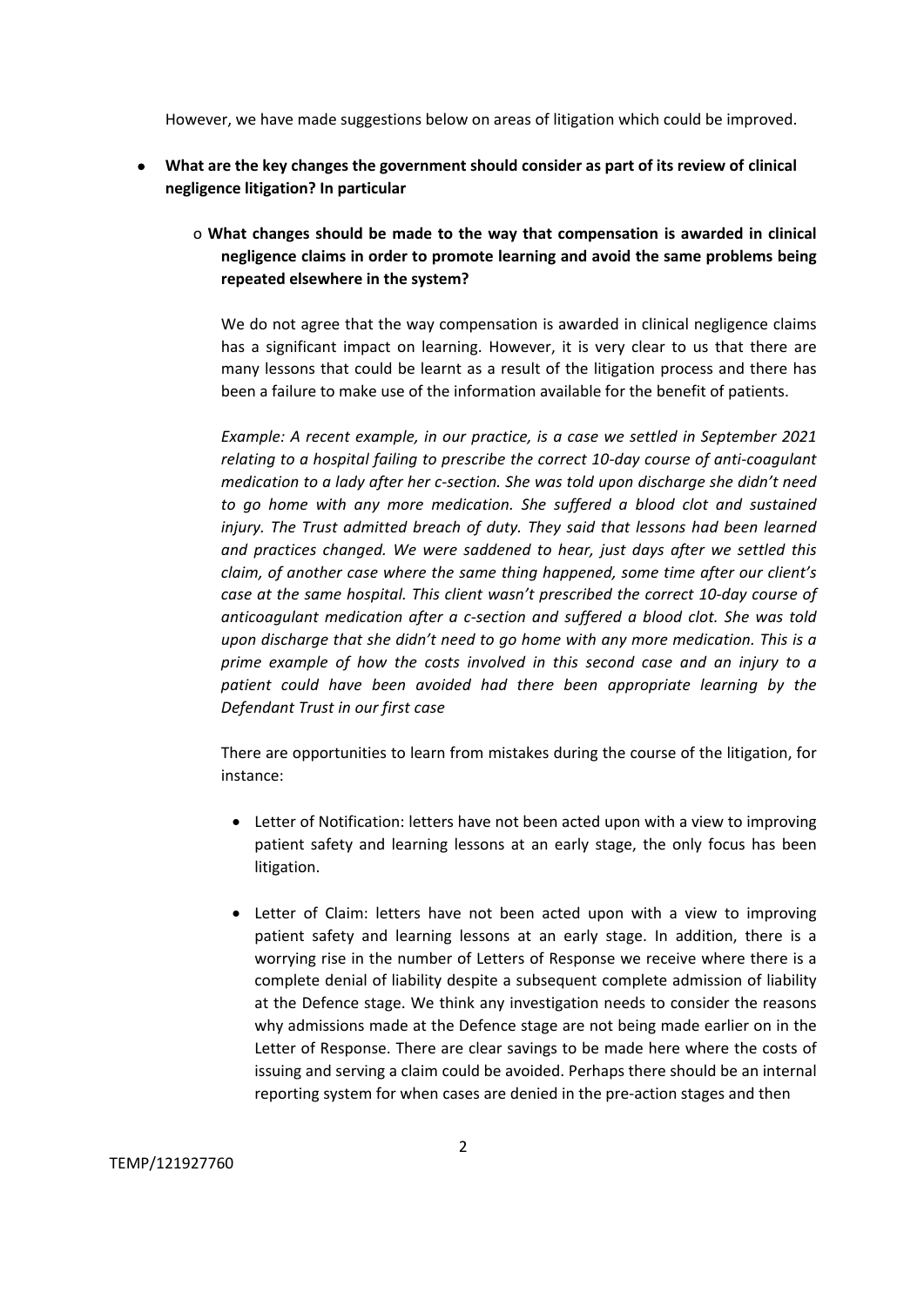However, we have made suggestions below on areas of litigation which could be improved.

- **What are the key changes the government should consider as part of its review of clinical negligence litigation? In particular**

  - **What changes should be made to the way that compensation is awarded in clinical negligence claims in order to promote learning and avoid the same problems being repeated elsewhere in the system?**

    We do not agree that the way compensation is awarded in clinical negligence claims has a significant impact on learning. However, it is very clear to us that there are many lessons that could be learnt as a result of the litigation process and there has been a failure to make use of the information available for the benefit of patients.

    *Example: A recent example, in our practice, is a case we settled in September 2021 relating to a hospital failing to prescribe the correct 10-day course of anti-coagulant medication to a lady after her c-section. She was told upon discharge she didn't need to go home with any more medication. She suffered a blood clot and sustained injury. The Trust admitted breach of duty. They said that lessons had been learned and practices changed. We were saddened to hear, just days after we settled this claim, of another case where the same thing happened, some time after our client's case at the same hospital. This client wasn't prescribed the correct 10-day course of anticoagulant medication after a c-section and suffered a blood clot. She was told upon discharge that she didn't need to go home with any more medication. This is a prime example of how the costs involved in this second case and an injury to a patient could have been avoided had there been appropriate learning by the Defendant Trust in our first case*

    There are opportunities to learn from mistakes during the course of the litigation, for instance:

    - Letter of Notification: letters have not been acted upon with a view to improving patient safety and learning lessons at an early stage, the only focus has been litigation.

    - Letter of Claim: letters have not been acted upon with a view to improving patient safety and learning lessons at an early stage. In addition, there is a worrying rise in the number of Letters of Response we receive where there is a complete denial of liability despite a subsequent complete admission of liability at the Defence stage. We think any investigation needs to consider the reasons why admissions made at the Defence stage are not being made earlier on in the Letter of Response. There are clear savings to be made here where the costs of issuing and serving a claim could be avoided. Perhaps there should be an internal reporting system for when cases are denied in the pre-action stages and then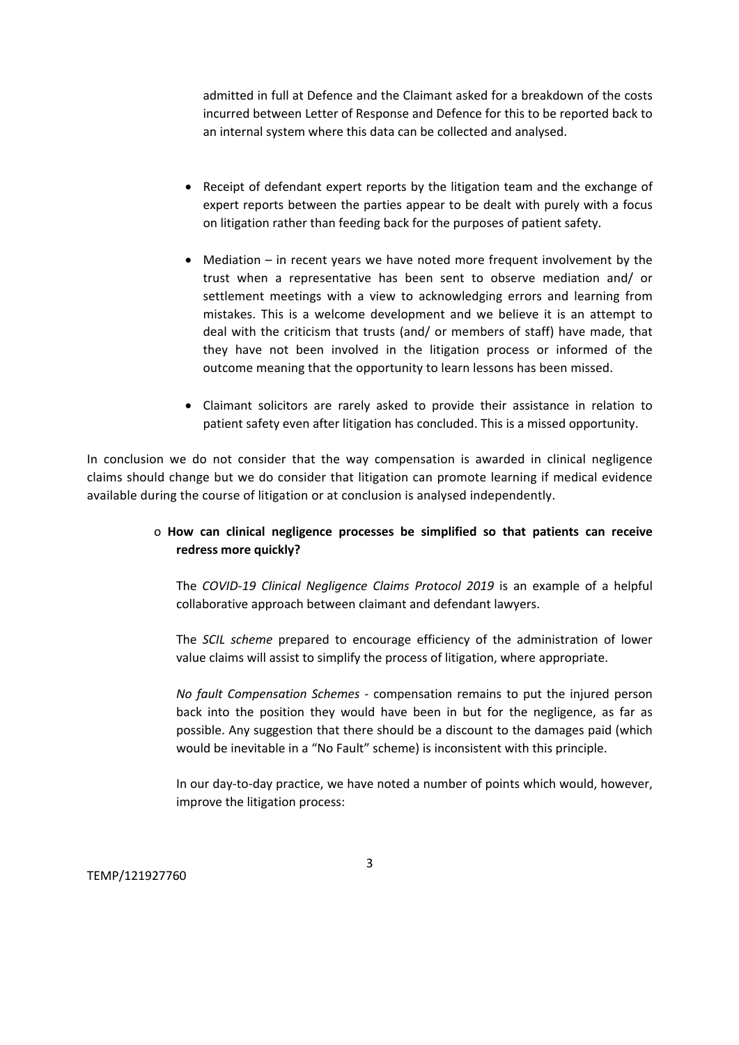admitted in full at Defence and the Claimant asked for a breakdown of the costs incurred between Letter of Response and Defence for this to be reported back to an internal system where this data can be collected and analysed.

- Receipt of defendant expert reports by the litigation team and the exchange of expert reports between the parties appear to be dealt with purely with a focus on litigation rather than feeding back for the purposes of patient safety.
- Mediation – in recent years we have noted more frequent involvement by the trust when a representative has been sent to observe mediation and/ or settlement meetings with a view to acknowledging errors and learning from mistakes. This is a welcome development and we believe it is an attempt to deal with the criticism that trusts (and/ or members of staff) have made, that they have not been involved in the litigation process or informed of the outcome meaning that the opportunity to learn lessons has been missed.
- Claimant solicitors are rarely asked to provide their assistance in relation to patient safety even after litigation has concluded. This is a missed opportunity.

In conclusion we do not consider that the way compensation is awarded in clinical negligence claims should change but we do consider that litigation can promote learning if medical evidence available during the course of litigation or at conclusion is analysed independently.

- **How can clinical negligence processes be simplified so that patients can receive redress more quickly?**

  The *COVID-19 Clinical Negligence Claims Protocol 2019* is an example of a helpful collaborative approach between claimant and defendant lawyers.

  The *SCIL scheme* prepared to encourage efficiency of the administration of lower value claims will assist to simplify the process of litigation, where appropriate.

  *No fault Compensation Schemes* - compensation remains to put the injured person back into the position they would have been in but for the negligence, as far as possible. Any suggestion that there should be a discount to the damages paid (which would be inevitable in a "No Fault" scheme) is inconsistent with this principle.

  In our day-to-day practice, we have noted a number of points which would, however, improve the litigation process: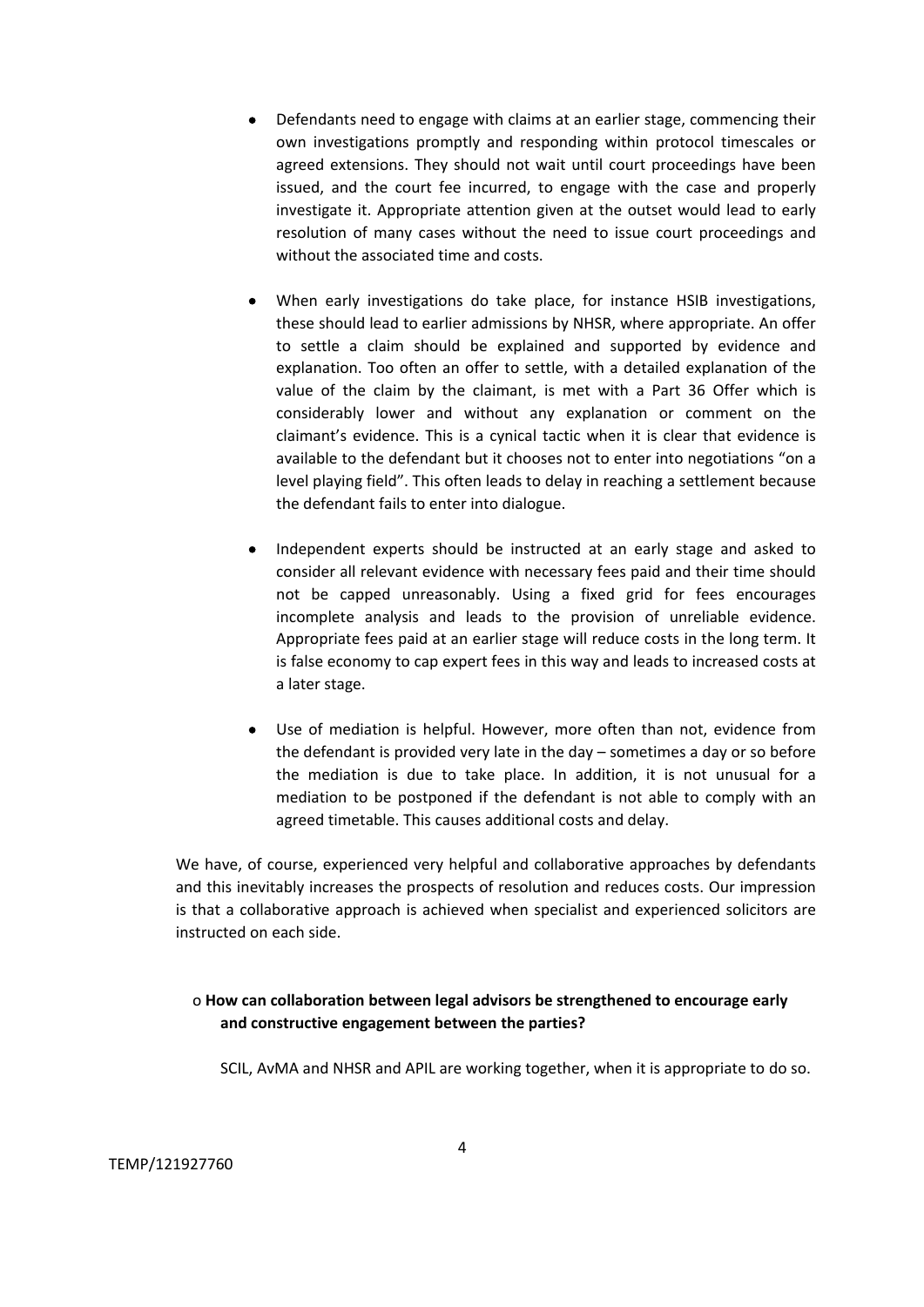- Defendants need to engage with claims at an earlier stage, commencing their own investigations promptly and responding within protocol timescales or agreed extensions. They should not wait until court proceedings have been issued, and the court fee incurred, to engage with the case and properly investigate it. Appropriate attention given at the outset would lead to early resolution of many cases without the need to issue court proceedings and without the associated time and costs.

- When early investigations do take place, for instance HSIB investigations, these should lead to earlier admissions by NHSR, where appropriate. An offer to settle a claim should be explained and supported by evidence and explanation. Too often an offer to settle, with a detailed explanation of the value of the claim by the claimant, is met with a Part 36 Offer which is considerably lower and without any explanation or comment on the claimant's evidence. This is a cynical tactic when it is clear that evidence is available to the defendant but it chooses not to enter into negotiations "on a level playing field". This often leads to delay in reaching a settlement because the defendant fails to enter into dialogue.

- Independent experts should be instructed at an early stage and asked to consider all relevant evidence with necessary fees paid and their time should not be capped unreasonably. Using a fixed grid for fees encourages incomplete analysis and leads to the provision of unreliable evidence. Appropriate fees paid at an earlier stage will reduce costs in the long term. It is false economy to cap expert fees in this way and leads to increased costs at a later stage.

- Use of mediation is helpful. However, more often than not, evidence from the defendant is provided very late in the day – sometimes a day or so before the mediation is due to take place. In addition, it is not unusual for a mediation to be postponed if the defendant is not able to comply with an agreed timetable. This causes additional costs and delay.

We have, of course, experienced very helpful and collaborative approaches by defendants and this inevitably increases the prospects of resolution and reduces costs. Our impression is that a collaborative approach is achieved when specialist and experienced solicitors are instructed on each side.

o **How can collaboration between legal advisors be strengthened to encourage early and constructive engagement between the parties?**

SCIL, AvMA and NHSR and APIL are working together, when it is appropriate to do so.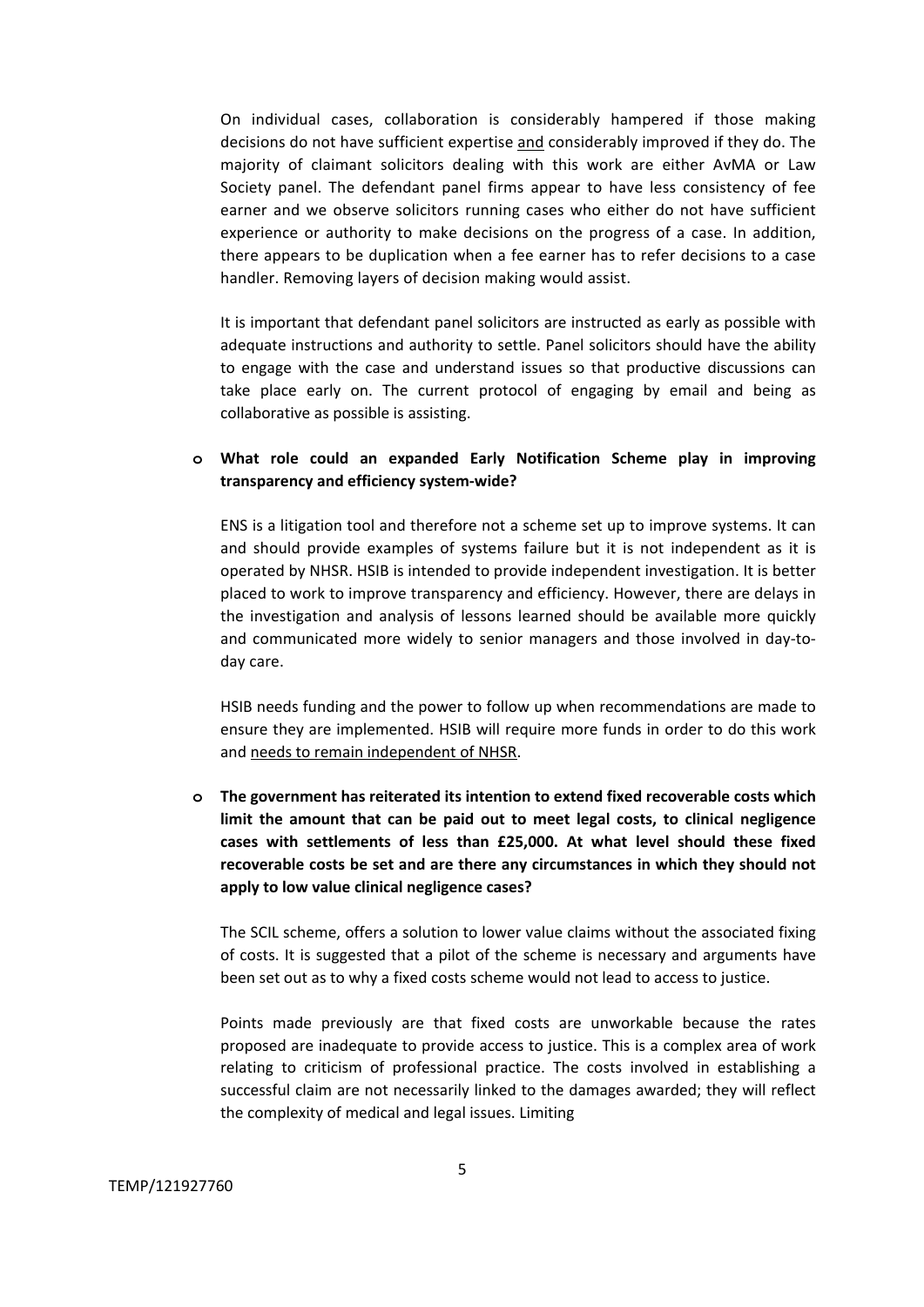On individual cases, collaboration is considerably hampered if those making decisions do not have sufficient expertise <u>and</u> considerably improved if they do. The majority of claimant solicitors dealing with this work are either AvMA or Law Society panel. The defendant panel firms appear to have less consistency of fee earner and we observe solicitors running cases who either do not have sufficient experience or authority to make decisions on the progress of a case. In addition, there appears to be duplication when a fee earner has to refer decisions to a case handler. Removing layers of decision making would assist.

It is important that defendant panel solicitors are instructed as early as possible with adequate instructions and authority to settle. Panel solicitors should have the ability to engage with the case and understand issues so that productive discussions can take place early on. The current protocol of engaging by email and being as collaborative as possible is assisting.

- **What role could an expanded Early Notification Scheme play in improving transparency and efficiency system-wide?**

  ENS is a litigation tool and therefore not a scheme set up to improve systems. It can and should provide examples of systems failure but it is not independent as it is operated by NHSR. HSIB is intended to provide independent investigation. It is better placed to work to improve transparency and efficiency. However, there are delays in the investigation and analysis of lessons learned should be available more quickly and communicated more widely to senior managers and those involved in day-to-day care.

  HSIB needs funding and the power to follow up when recommendations are made to ensure they are implemented. HSIB will require more funds in order to do this work and <u>needs to remain independent of NHSR</u>.

- **The government has reiterated its intention to extend fixed recoverable costs which limit the amount that can be paid out to meet legal costs, to clinical negligence cases with settlements of less than £25,000. At what level should these fixed recoverable costs be set and are there any circumstances in which they should not apply to low value clinical negligence cases?**

  The SCIL scheme, offers a solution to lower value claims without the associated fixing of costs. It is suggested that a pilot of the scheme is necessary and arguments have been set out as to why a fixed costs scheme would not lead to access to justice.

  Points made previously are that fixed costs are unworkable because the rates proposed are inadequate to provide access to justice. This is a complex area of work relating to criticism of professional practice. The costs involved in establishing a successful claim are not necessarily linked to the damages awarded; they will reflect the complexity of medical and legal issues. Limiting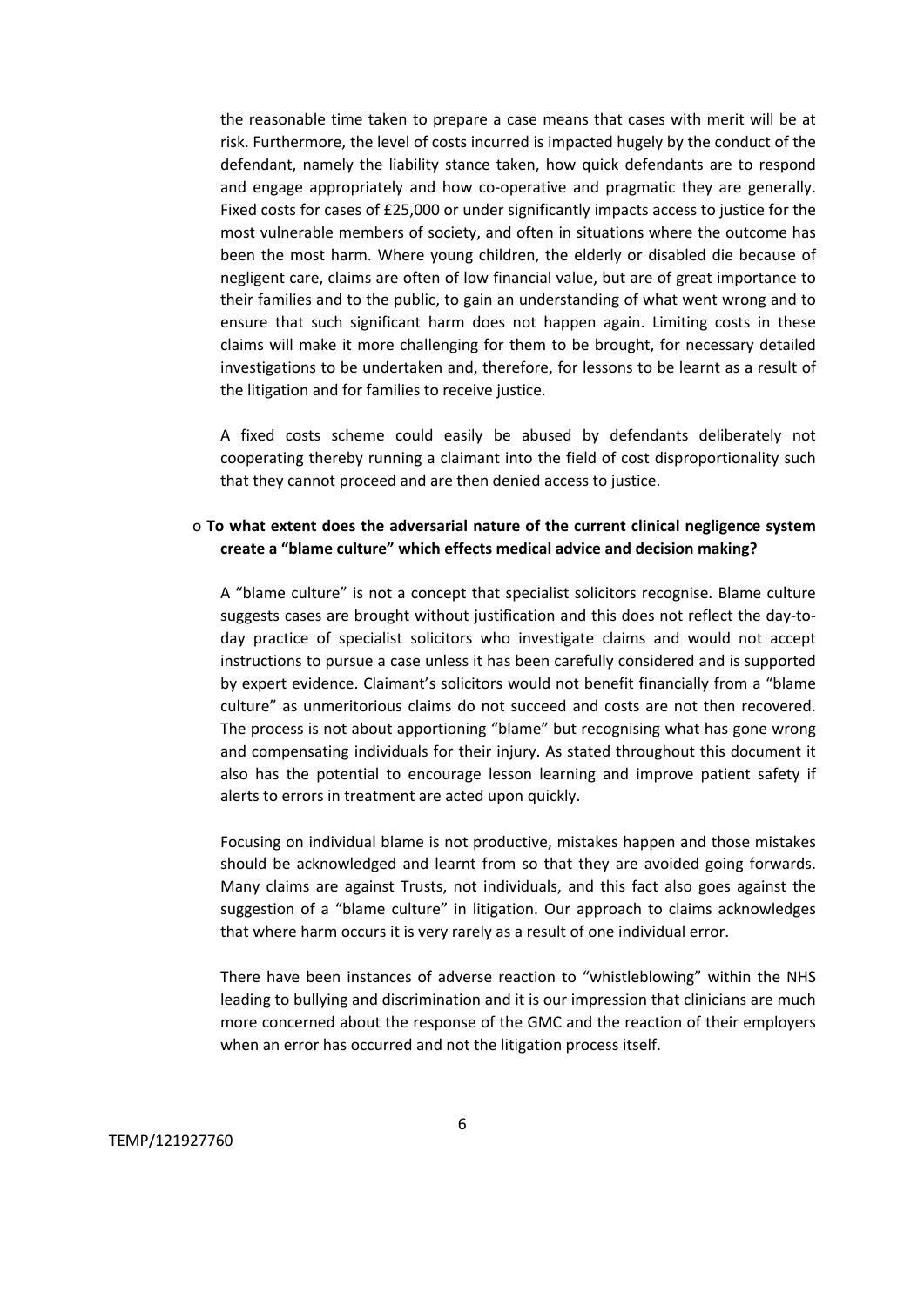the reasonable time taken to prepare a case means that cases with merit will be at risk. Furthermore, the level of costs incurred is impacted hugely by the conduct of the defendant, namely the liability stance taken, how quick defendants are to respond and engage appropriately and how co-operative and pragmatic they are generally. Fixed costs for cases of £25,000 or under significantly impacts access to justice for the most vulnerable members of society, and often in situations where the outcome has been the most harm. Where young children, the elderly or disabled die because of negligent care, claims are often of low financial value, but are of great importance to their families and to the public, to gain an understanding of what went wrong and to ensure that such significant harm does not happen again. Limiting costs in these claims will make it more challenging for them to be brought, for necessary detailed investigations to be undertaken and, therefore, for lessons to be learnt as a result of the litigation and for families to receive justice.

A fixed costs scheme could easily be abused by defendants deliberately not cooperating thereby running a claimant into the field of cost disproportionality such that they cannot proceed and are then denied access to justice.

- **To what extent does the adversarial nature of the current clinical negligence system create a "blame culture" which effects medical advice and decision making?**

  A "blame culture" is not a concept that specialist solicitors recognise. Blame culture suggests cases are brought without justification and this does not reflect the day-to-day practice of specialist solicitors who investigate claims and would not accept instructions to pursue a case unless it has been carefully considered and is supported by expert evidence. Claimant's solicitors would not benefit financially from a "blame culture" as unmeritorious claims do not succeed and costs are not then recovered. The process is not about apportioning "blame" but recognising what has gone wrong and compensating individuals for their injury. As stated throughout this document it also has the potential to encourage lesson learning and improve patient safety if alerts to errors in treatment are acted upon quickly.

  Focusing on individual blame is not productive, mistakes happen and those mistakes should be acknowledged and learnt from so that they are avoided going forwards. Many claims are against Trusts, not individuals, and this fact also goes against the suggestion of a "blame culture" in litigation. Our approach to claims acknowledges that where harm occurs it is very rarely as a result of one individual error.

  There have been instances of adverse reaction to "whistleblowing" within the NHS leading to bullying and discrimination and it is our impression that clinicians are much more concerned about the response of the GMC and the reaction of their employers when an error has occurred and not the litigation process itself.

TEMP/121927760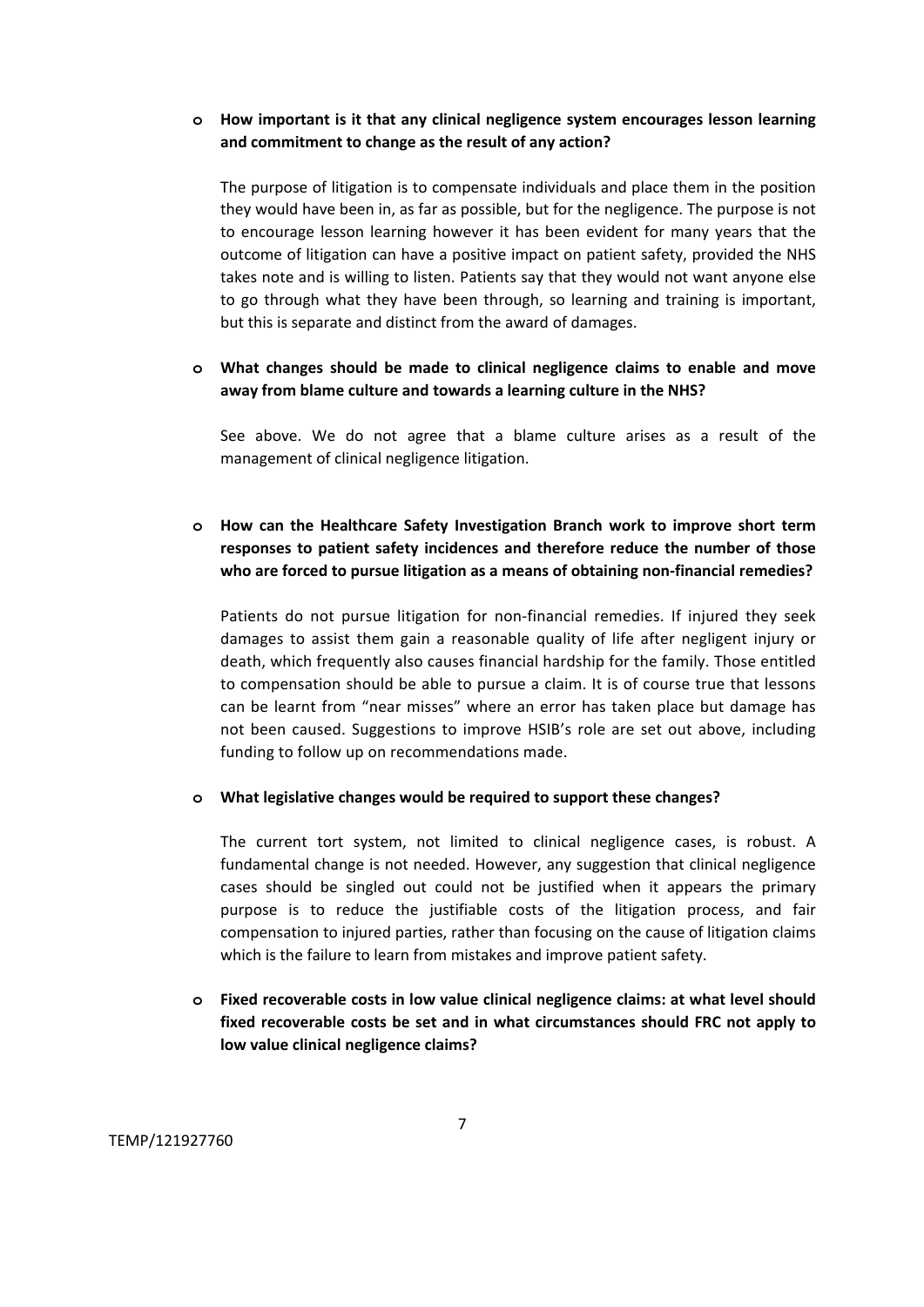- **How important is it that any clinical negligence system encourages lesson learning and commitment to change as the result of any action?**

  The purpose of litigation is to compensate individuals and place them in the position they would have been in, as far as possible, but for the negligence. The purpose is not to encourage lesson learning however it has been evident for many years that the outcome of litigation can have a positive impact on patient safety, provided the NHS takes note and is willing to listen. Patients say that they would not want anyone else to go through what they have been through, so learning and training is important, but this is separate and distinct from the award of damages.

- **What changes should be made to clinical negligence claims to enable and move away from blame culture and towards a learning culture in the NHS?**

  See above. We do not agree that a blame culture arises as a result of the management of clinical negligence litigation.

- **How can the Healthcare Safety Investigation Branch work to improve short term responses to patient safety incidences and therefore reduce the number of those who are forced to pursue litigation as a means of obtaining non-financial remedies?**

  Patients do not pursue litigation for non-financial remedies. If injured they seek damages to assist them gain a reasonable quality of life after negligent injury or death, which frequently also causes financial hardship for the family. Those entitled to compensation should be able to pursue a claim. It is of course true that lessons can be learnt from "near misses" where an error has taken place but damage has not been caused. Suggestions to improve HSIB's role are set out above, including funding to follow up on recommendations made.

- **What legislative changes would be required to support these changes?**

  The current tort system, not limited to clinical negligence cases, is robust. A fundamental change is not needed. However, any suggestion that clinical negligence cases should be singled out could not be justified when it appears the primary purpose is to reduce the justifiable costs of the litigation process, and fair compensation to injured parties, rather than focusing on the cause of litigation claims which is the failure to learn from mistakes and improve patient safety.

- **Fixed recoverable costs in low value clinical negligence claims: at what level should fixed recoverable costs be set and in what circumstances should FRC not apply to low value clinical negligence claims?**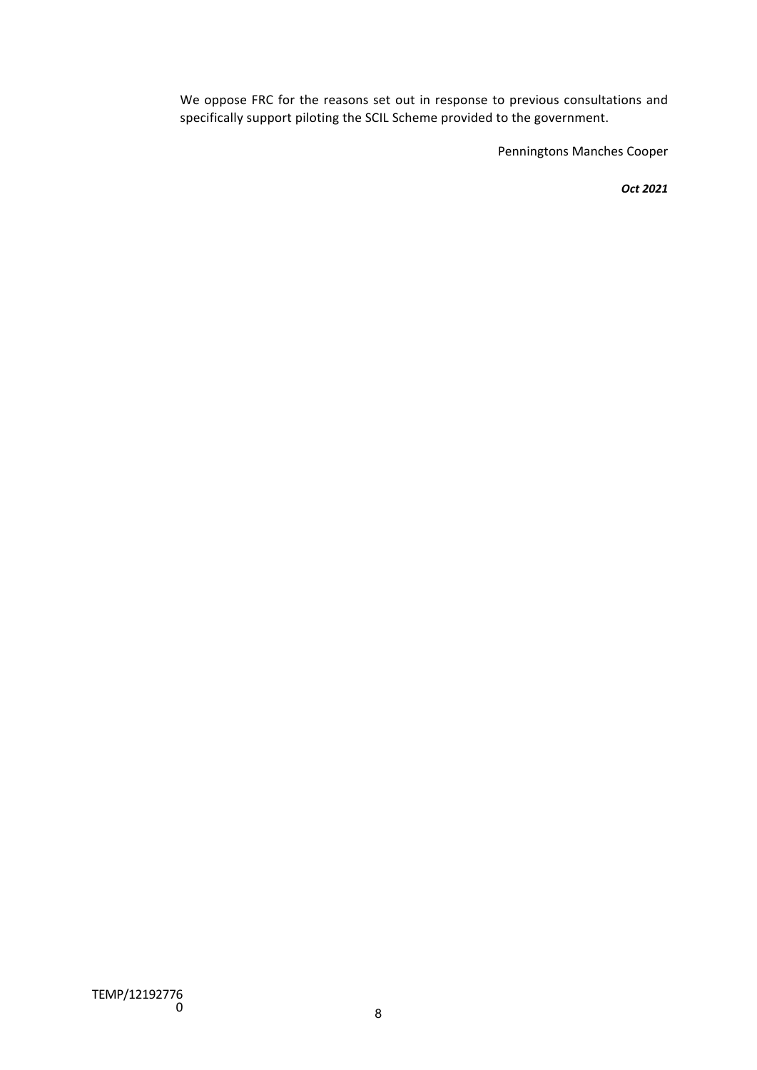We oppose FRC for the reasons set out in response to previous consultations and specifically support piloting the SCIL Scheme provided to the government.

Penningtons Manches Cooper

***Oct 2021***

TEMP/121927760